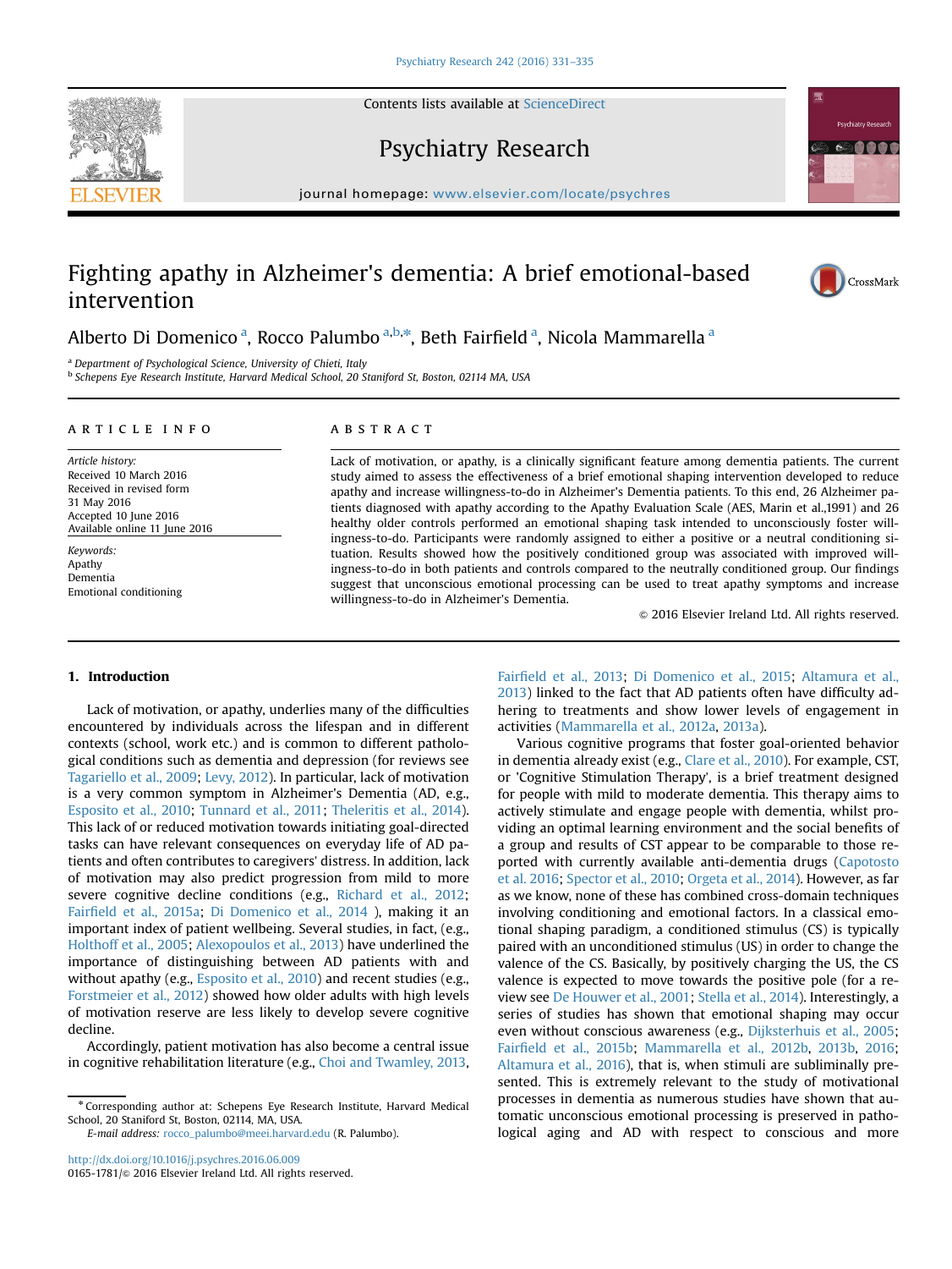# Fighting apathy in Alzheimer's dementia: A brief emotional-based intervention

Alberto Di Domenico [a], Rocco Palumbo [a,b,*], Beth Fairfield [a], Nicola Mammarella [a]

[a] Department of Psychological Science, University of Chieti, Italy
[b] Schepens Eye Research Institute, Harvard Medical School, 20 Staniford St, Boston, 02114 MA, USA

## ARTICLE INFO

*Article history:*
Received 10 March 2016
Received in revised form
31 May 2016
Accepted 10 June 2016
Available online 11 June 2016

*Keywords:*
Apathy
Dementia
Emotional conditioning

## ABSTRACT

Lack of motivation, or apathy, is a clinically significant feature among dementia patients. The current study aimed to assess the effectiveness of a brief emotional shaping intervention developed to reduce apathy and increase willingness-to-do in Alzheimer's Dementia patients. To this end, 26 Alzheimer patients diagnosed with apathy according to the Apathy Evaluation Scale (AES, Marin et al.,1991) and 26 healthy older controls performed an emotional shaping task intended to unconsciously foster willingness-to-do. Participants were randomly assigned to either a positive or a neutral conditioning situation. Results showed how the positively conditioned group was associated with improved willingness-to-do in both patients and controls compared to the neutrally conditioned group. Our findings suggest that unconscious emotional processing can be used to treat apathy symptoms and increase willingness-to-do in Alzheimer's Dementia.

© 2016 Elsevier Ireland Ltd. All rights reserved.

## 1. Introduction

Lack of motivation, or apathy, underlies many of the difficulties encountered by individuals across the lifespan and in different contexts (school, work etc.) and is common to different pathological conditions such as dementia and depression (for reviews see Tagariello et al., 2009; Levy, 2012). In particular, lack of motivation is a very common symptom in Alzheimer's Dementia (AD, e.g., Esposito et al., 2010; Tunnard et al., 2011; Theleritis et al., 2014). This lack of or reduced motivation towards initiating goal-directed tasks can have relevant consequences on everyday life of AD patients and often contributes to caregivers' distress. In addition, lack of motivation may also predict progression from mild to more severe cognitive decline conditions (e.g., Richard et al., 2012; Fairfield et al., 2015a; Di Domenico et al., 2014 ), making it an important index of patient wellbeing. Several studies, in fact, (e.g., Holthoff et al., 2005; Alexopoulos et al., 2013) have underlined the importance of distinguishing between AD patients with and without apathy (e.g., Esposito et al., 2010) and recent studies (e.g., Forstmeier et al., 2012) showed how older adults with high levels of motivation reserve are less likely to develop severe cognitive decline.

Accordingly, patient motivation has also become a central issue in cognitive rehabilitation literature (e.g., Choi and Twamley, 2013, Fairfield et al., 2013; Di Domenico et al., 2015; Altamura et al., 2013) linked to the fact that AD patients often have difficulty adhering to treatments and show lower levels of engagement in activities (Mammarella et al., 2012a, 2013a).

Various cognitive programs that foster goal-oriented behavior in dementia already exist (e.g., Clare et al., 2010). For example, CST, or 'Cognitive Stimulation Therapy', is a brief treatment designed for people with mild to moderate dementia. This therapy aims to actively stimulate and engage people with dementia, whilst providing an optimal learning environment and the social benefits of a group and results of CST appear to be comparable to those reported with currently available anti-dementia drugs (Capotosto et al. 2016; Spector et al., 2010; Orgeta et al., 2014). However, as far as we know, none of these has combined cross-domain techniques involving conditioning and emotional factors. In a classical emotional shaping paradigm, a conditioned stimulus (CS) is typically paired with an unconditioned stimulus (US) in order to change the valence of the CS. Basically, by positively charging the US, the CS valence is expected to move towards the positive pole (for a review see De Houwer et al., 2001; Stella et al., 2014). Interestingly, a series of studies has shown that emotional shaping may occur even without conscious awareness (e.g., Dijksterhuis et al., 2005; Fairfield et al., 2015b; Mammarella et al., 2012b, 2013b, 2016; Altamura et al., 2016), that is, when stimuli are subliminally presented. This is extremely relevant to the study of motivational processes in dementia as numerous studies have shown that automatic unconscious emotional processing is preserved in pathological aging and AD with respect to conscious and more

* Corresponding author at: Schepens Eye Research Institute, Harvard Medical School, 20 Staniford St, Boston, 02114, MA, USA.
*E-mail address:* rocco_palumbo@meei.harvard.edu (R. Palumbo).

http://dx.doi.org/10.1016/j.psychres.2016.06.009
0165-1781/© 2016 Elsevier Ireland Ltd. All rights reserved.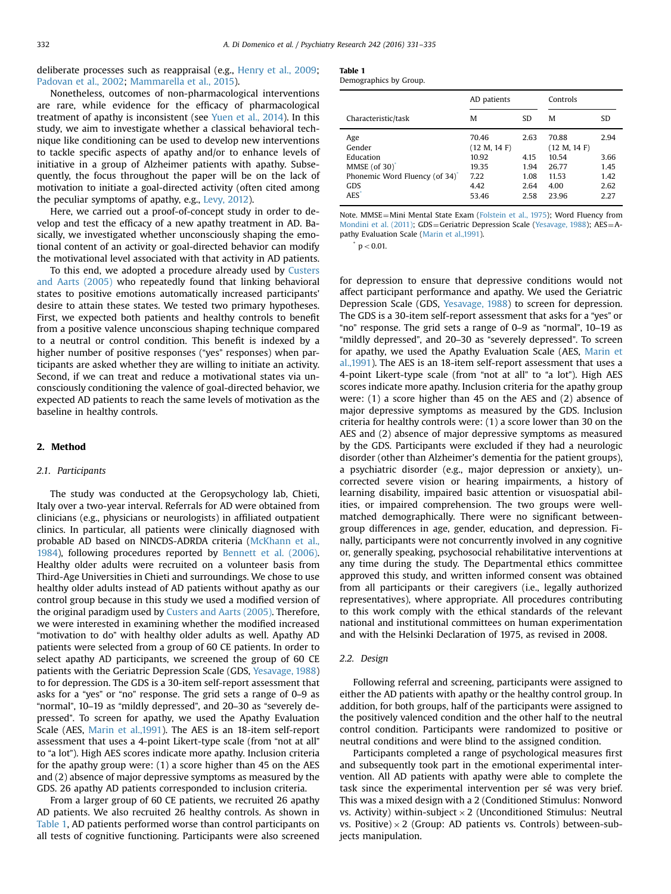deliberate processes such as reappraisal (e.g., Henry et al., 2009; Padovan et al., 2002; Mammarella et al., 2015).

Nonetheless, outcomes of non-pharmacological interventions are rare, while evidence for the efficacy of pharmacological treatment of apathy is inconsistent (see Yuen et al., 2014). In this study, we aim to investigate whether a classical behavioral technique like conditioning can be used to develop new interventions to tackle specific aspects of apathy and/or to enhance levels of initiative in a group of Alzheimer patients with apathy. Subsequently, the focus throughout the paper will be on the lack of motivation to initiate a goal-directed activity (often cited among the peculiar symptoms of apathy, e.g., Levy, 2012).

Here, we carried out a proof-of-concept study in order to develop and test the efficacy of a new apathy treatment in AD. Basically, we investigated whether unconsciously shaping the emotional content of an activity or goal-directed behavior can modify the motivational level associated with that activity in AD patients.

To this end, we adopted a procedure already used by Custers and Aarts (2005) who repeatedly found that linking behavioral states to positive emotions automatically increased participants' desire to attain these states. We tested two primary hypotheses. First, we expected both patients and healthy controls to benefit from a positive valence unconscious shaping technique compared to a neutral or control condition. This benefit is indexed by a higher number of positive responses ("yes" responses) when participants are asked whether they are willing to initiate an activity. Second, if we can treat and reduce a motivational states via unconsciously conditioning the valence of goal-directed behavior, we expected AD patients to reach the same levels of motivation as the baseline in healthy controls.

## 2. Method

### 2.1. Participants

The study was conducted at the Geropsychology lab, Chieti, Italy over a two-year interval. Referrals for AD were obtained from clinicians (e.g., physicians or neurologists) in affiliated outpatient clinics. In particular, all patients were clinically diagnosed with probable AD based on NINCDS-ADRDA criteria (McKhann et al., 1984), following procedures reported by Bennett et al. (2006). Healthy older adults were recruited on a volunteer basis from Third-Age Universities in Chieti and surroundings. We chose to use healthy older adults instead of AD patients without apathy as our control group because in this study we used a modified version of the original paradigm used by Custers and Aarts (2005). Therefore, we were interested in examining whether the modified increased "motivation to do" with healthy older adults as well. Apathy AD patients were selected from a group of 60 CE patients. In order to select apathy AD participants, we screened the group of 60 CE patients with the Geriatric Depression Scale (GDS, Yesavage, 1988) to for depression. The GDS is a 30-item self-report assessment that asks for a "yes" or "no" response. The grid sets a range of 0–9 as "normal", 10–19 as "mildly depressed", and 20–30 as "severely depressed". To screen for apathy, we used the Apathy Evaluation Scale (AES, Marin et al.,1991). The AES is an 18-item self-report assessment that uses a 4-point Likert-type scale (from "not at all" to "a lot"). High AES scores indicate more apathy. Inclusion criteria for the apathy group were: (1) a score higher than 45 on the AES and (2) absence of major depressive symptoms as measured by the GDS. 26 apathy AD patients corresponded to inclusion criteria.

From a larger group of 60 CE patients, we recruited 26 apathy AD patients. We also recruited 26 healthy controls. As shown in Table 1, AD patients performed worse than control participants on all tests of cognitive functioning. Participants were also screened for depression to ensure that depressive conditions would not affect participant performance and apathy. We used the Geriatric Depression Scale (GDS, Yesavage, 1988) to screen for depression. The GDS is a 30-item self-report assessment that asks for a "yes" or "no" response. The grid sets a range of 0–9 as "normal", 10–19 as "mildly depressed", and 20–30 as "severely depressed". To screen for apathy, we used the Apathy Evaluation Scale (AES, Marin et al.,1991). The AES is an 18-item self-report assessment that uses a 4-point Likert-type scale (from "not at all" to "a lot"). High AES scores indicate more apathy. Inclusion criteria for the apathy group were: (1) a score higher than 45 on the AES and (2) absence of major depressive symptoms as measured by the GDS. Inclusion criteria for healthy controls were: (1) a score lower than 30 on the AES and (2) absence of major depressive symptoms as measured by the GDS. Participants were excluded if they had a neurologic disorder (other than Alzheimer's dementia for the patient groups), a psychiatric disorder (e.g., major depression or anxiety), uncorrected severe vision or hearing impairments, a history of learning disability, impaired basic attention or visuospatial abilities, or impaired comprehension. The two groups were well-matched demographically. There were no significant between-group differences in age, gender, education, and depression. Finally, participants were not concurrently involved in any cognitive or, generally speaking, psychosocial rehabilitative interventions at any time during the study. The Departmental ethics committee approved this study, and written informed consent was obtained from all participants or their caregivers (i.e., legally authorized representatives), where appropriate. All procedures contributing to this work comply with the ethical standards of the relevant national and institutional committees on human experimentation and with the Helsinki Declaration of 1975, as revised in 2008.

**Table 1**
Demographics by Group.

| | AD patients | | Controls | |
|---|---|---|---|---|
| Characteristic/task | M | SD | M | SD |
| Age | 70.46 | 2.63 | 70.88 | 2.94 |
| Gender | (12 M, 14 F) | | (12 M, 14 F) | |
| Education | 10.92 | 4.15 | 10.54 | 3.66 |
| MMSE (of 30)* | 19.35 | 1.94 | 26.77 | 1.45 |
| Phonemic Word Fluency (of 34)* | 7.22 | 1.08 | 11.53 | 1.42 |
| GDS | 4.42 | 2.64 | 4.00 | 2.62 |
| AES* | 53.46 | 2.58 | 23.96 | 2.27 |

Note. MMSE = Mini Mental State Exam (Folstein et al., 1975); Word Fluency from Mondini et al. (2011); GDS = Geriatric Depression Scale (Yesavage, 1988); AES = Apathy Evaluation Scale (Marin et al.,1991).

* $p < 0.01$.

### 2.2. Design

Following referral and screening, participants were assigned to either the AD patients with apathy or the healthy control group. In addition, for both groups, half of the participants were assigned to the positively valenced condition and the other half to the neutral control condition. Participants were randomized to positive or neutral conditions and were blind to the assigned condition.

Participants completed a range of psychological measures first and subsequently took part in the emotional experimental intervention. All AD patients with apathy were able to complete the task since the experimental intervention per sé was very brief. This was a mixed design with a 2 (Conditioned Stimulus: Nonword vs. Activity) within-subject × 2 (Unconditioned Stimulus: Neutral vs. Positive) × 2 (Group: AD patients vs. Controls) between-subjects manipulation.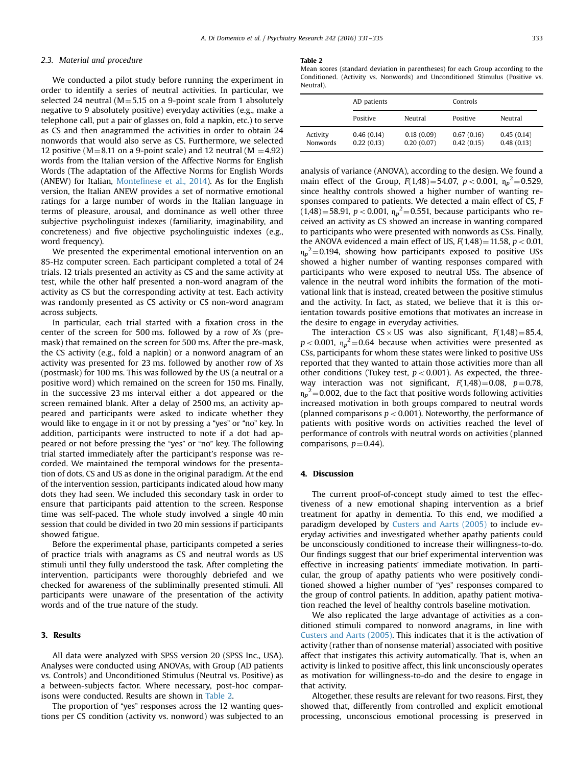### 2.3. Material and procedure

We conducted a pilot study before running the experiment in order to identify a series of neutral activities. In particular, we selected 24 neutral (M = 5.15 on a 9-point scale from 1 absolutely negative to 9 absolutely positive) everyday activities (e.g., make a telephone call, put a pair of glasses on, fold a napkin, etc.) to serve as CS and then anagrammed the activities in order to obtain 24 nonwords that would also serve as CS. Furthermore, we selected 12 positive (M = 8.11 on a 9-point scale) and 12 neutral (M = 4.92) words from the Italian version of the Affective Norms for English Words (The adaptation of the Affective Norms for English Words (ANEW) for Italian, Montefinese et al., 2014). As for the English version, the Italian ANEW provides a set of normative emotional ratings for a large number of words in the Italian language in terms of pleasure, arousal, and dominance as well other three subjective psycholinguist indexes (familiarity, imaginability, and concreteness) and five objective psycholinguistic indexes (e.g., word frequency).

We presented the experimental emotional intervention on an 85-Hz computer screen. Each participant completed a total of 24 trials. 12 trials presented an activity as CS and the same activity at test, while the other half presented a non-word anagram of the activity as CS but the corresponding activity at test. Each activity was randomly presented as CS activity or CS non-word anagram across subjects.

In particular, each trial started with a fixation cross in the center of the screen for 500 ms. followed by a row of Xs (pre-mask) that remained on the screen for 500 ms. After the pre-mask, the CS activity (e.g., fold a napkin) or a nonword anagram of an activity was presented for 23 ms. followed by another row of Xs (postmask) for 100 ms. This was followed by the US (a neutral or a positive word) which remained on the screen for 150 ms. Finally, in the successive 23 ms interval either a dot appeared or the screen remained blank. After a delay of 2500 ms, an activity appeared and participants were asked to indicate whether they would like to engage in it or not by pressing a "yes" or "no" key. In addition, participants were instructed to note if a dot had appeared or not before pressing the "yes" or "no" key. The following trial started immediately after the participant's response was recorded. We maintained the temporal windows for the presentation of dots, CS and US as done in the original paradigm. At the end of the intervention session, participants indicated aloud how many dots they had seen. We included this secondary task in order to ensure that participants paid attention to the screen. Response time was self-paced. The whole study involved a single 40 min session that could be divided in two 20 min sessions if participants showed fatigue.

Before the experimental phase, participants competed a series of practice trials with anagrams as CS and neutral words as US stimuli until they fully understood the task. After completing the intervention, participants were thoroughly debriefed and we checked for awareness of the subliminally presented stimuli. All participants were unaware of the presentation of the activity words and of the true nature of the study.

## 3. Results

All data were analyzed with SPSS version 20 (SPSS Inc., USA). Analyses were conducted using ANOVAs, with Group (AD patients vs. Controls) and Unconditioned Stimulus (Neutral vs. Positive) as a between-subjects factor. Where necessary, post-hoc comparisons were conducted. Results are shown in Table 2.

The proportion of "yes" responses across the 12 wanting questions per CS condition (activity vs. nonword) was subjected to an analysis of variance (ANOVA), according to the design. We found a main effect of the Group, $F(1,48) = 54.07$, $p < 0.001$, $\eta_p^2 = 0.529$, since healthy controls showed a higher number of wanting responses compared to patients. We detected a main effect of CS, $F(1,48) = 58.91$, $p < 0.001$, $\eta_p^2 = 0.551$, because participants who received an activity as CS showed an increase in wanting compared to participants who were presented with nonwords as CSs. Finally, the ANOVA evidenced a main effect of US, $F(1,48) = 11.58$, $p < 0.01$, $\eta_p^2 = 0.194$, showing how participants exposed to positive USs showed a higher number of wanting responses compared with participants who were exposed to neutral USs. The absence of valence in the neutral word inhibits the formation of the motivational link that is instead, created between the positive stimulus and the activity. In fact, as stated, we believe that it is this orientation towards positive emotions that motivates an increase in the desire to engage in everyday activities.

The interaction CS × US was also significant, $F(1,48) = 85.4$, $p < 0.001$, $\eta_p^2 = 0.64$ because when activities were presented as CSs, participants for whom these states were linked to positive USs reported that they wanted to attain those activities more than all other conditions (Tukey test, $p < 0.001$). As expected, the three-way interaction was not significant, $F(1,48) = 0.08$, $p = 0.78$, $\eta_p^2 = 0.002$, due to the fact that positive words following activities increased motivation in both groups compared to neutral words (planned comparisons $p < 0.001$). Noteworthy, the performance of patients with positive words on activities reached the level of performance of controls with neutral words on activities (planned comparisons, $p = 0.44$).

**Table 2**
Mean scores (standard deviation in parentheses) for each Group according to the Conditioned. (Activity vs. Nonwords) and Unconditioned Stimulus (Positive vs. Neutral).

| | AD patients | | Controls | |
|---|---|---|---|---|
| | Positive | Neutral | Positive | Neutral |
| Activity | 0.46 (0.14) | 0.18 (0.09) | 0.67 (0.16) | 0.45 (0.14) |
| Nonwords | 0.22 (0.13) | 0.20 (0.07) | 0.42 (0.15) | 0.48 (0.13) |

## 4. Discussion

The current proof-of-concept study aimed to test the effectiveness of a new emotional shaping intervention as a brief treatment for apathy in dementia. To this end, we modified a paradigm developed by Custers and Aarts (2005) to include everyday activities and investigated whether apathy patients could be unconsciously conditioned to increase their willingness-to-do. Our findings suggest that our brief experimental intervention was effective in increasing patients' immediate motivation. In particular, the group of apathy patients who were positively conditioned showed a higher number of "yes" responses compared to the group of control patients. In addition, apathy patient motivation reached the level of healthy controls baseline motivation.

We also replicated the large advantage of activities as a conditioned stimuli compared to nonword anagrams, in line with Custers and Aarts (2005). This indicates that it is the activation of activity (rather than of nonsense material) associated with positive affect that instigates this activity automatically. That is, when an activity is linked to positive affect, this link unconsciously operates as motivation for willingness-to-do and the desire to engage in that activity.

Altogether, these results are relevant for two reasons. First, they showed that, differently from controlled and explicit emotional processing, unconscious emotional processing is preserved in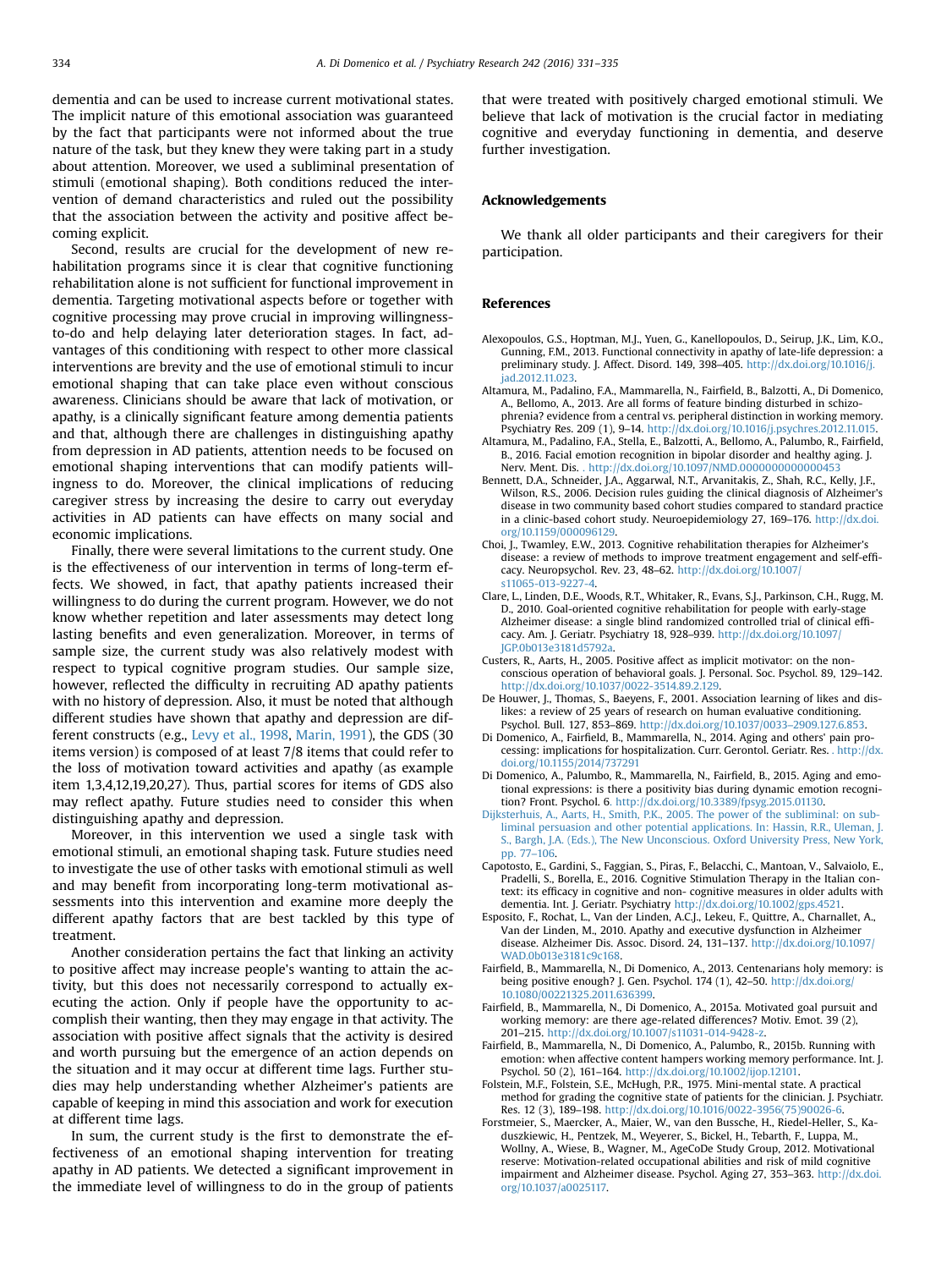dementia and can be used to increase current motivational states. The implicit nature of this emotional association was guaranteed by the fact that participants were not informed about the true nature of the task, but they knew they were taking part in a study about attention. Moreover, we used a subliminal presentation of stimuli (emotional shaping). Both conditions reduced the intervention of demand characteristics and ruled out the possibility that the association between the activity and positive affect becoming explicit.

Second, results are crucial for the development of new rehabilitation programs since it is clear that cognitive functioning rehabilitation alone is not sufficient for functional improvement in dementia. Targeting motivational aspects before or together with cognitive processing may prove crucial in improving willingness-to-do and help delaying later deterioration stages. In fact, advantages of this conditioning with respect to other more classical interventions are brevity and the use of emotional stimuli to incur emotional shaping that can take place even without conscious awareness. Clinicians should be aware that lack of motivation, or apathy, is a clinically significant feature among dementia patients and that, although there are challenges in distinguishing apathy from depression in AD patients, attention needs to be focused on emotional shaping interventions that can modify patients willingness to do. Moreover, the clinical implications of reducing caregiver stress by increasing the desire to carry out everyday activities in AD patients can have effects on many social and economic implications.

Finally, there were several limitations to the current study. One is the effectiveness of our intervention in terms of long-term effects. We showed, in fact, that apathy patients increased their willingness to do during the current program. However, we do not know whether repetition and later assessments may detect long lasting benefits and even generalization. Moreover, in terms of sample size, the current study was also relatively modest with respect to typical cognitive program studies. Our sample size, however, reflected the difficulty in recruiting AD apathy patients with no history of depression. Also, it must be noted that although different studies have shown that apathy and depression are different constructs (e.g., Levy et al., 1998, Marin, 1991), the GDS (30 items version) is composed of at least 7/8 items that could refer to the loss of motivation toward activities and apathy (as example item 1,3,4,12,19,20,27). Thus, partial scores for items of GDS also may reflect apathy. Future studies need to consider this when distinguishing apathy and depression.

Moreover, in this intervention we used a single task with emotional stimuli, an emotional shaping task. Future studies need to investigate the use of other tasks with emotional stimuli as well and may benefit from incorporating long-term motivational assessments into this intervention and examine more deeply the different apathy factors that are best tackled by this type of treatment.

Another consideration pertains the fact that linking an activity to positive affect may increase people's wanting to attain the activity, but this does not necessarily correspond to actually executing the action. Only if people have the opportunity to accomplish their wanting, then they may engage in that activity. The association with positive affect signals that the activity is desired and worth pursuing but the emergence of an action depends on the situation and it may occur at different time lags. Further studies may help understanding whether Alzheimer's patients are capable of keeping in mind this association and work for execution at different time lags.

In sum, the current study is the first to demonstrate the effectiveness of an emotional shaping intervention for treating apathy in AD patients. We detected a significant improvement in the immediate level of willingness to do in the group of patients that were treated with positively charged emotional stimuli. We believe that lack of motivation is the crucial factor in mediating cognitive and everyday functioning in dementia, and deserve further investigation.

## Acknowledgements

We thank all older participants and their caregivers for their participation.

## References

Alexopoulos, G.S., Hoptman, M.J., Yuen, G., Kanellopoulos, D., Seirup, J.K., Lim, K.O., Gunning, F.M., 2013. Functional connectivity in apathy of late-life depression: a preliminary study. J. Affect. Disord. 149, 398–405. http://dx.doi.org/10.1016/j.jad.2012.11.023.

Altamura, M., Padalino, F.A., Mammarella, N., Fairfield, B., Balzotti, A., Di Domenico, A., Bellomo, A., 2013. Are all forms of feature binding disturbed in schizophrenia? evidence from a central vs. peripheral distinction in working memory. Psychiatry Res. 209 (1), 9–14. http://dx.doi.org/10.1016/j.psychres.2012.11.015.

Altamura, M., Padalino, F.A., Stella, E., Balzotti, A., Bellomo, A., Palumbo, R., Fairfield, B., 2016. Facial emotion recognition in bipolar disorder and healthy aging. J. Nerv. Ment. Dis. . http://dx.doi.org/10.1097/NMD.0000000000000453

Bennett, D.A., Schneider, J.A., Aggarwal, N.T., Arvanitakis, Z., Shah, R.C., Kelly, J.F., Wilson, R.S., 2006. Decision rules guiding the clinical diagnosis of Alzheimer's disease in two community based cohort studies compared to standard practice in a clinic-based cohort study. Neuroepidemiology 27, 169–176. http://dx.doi.org/10.1159/000096129.

Choi, J., Twamley, E.W., 2013. Cognitive rehabilitation therapies for Alzheimer's disease: a review of methods to improve treatment engagement and self-efficacy. Neuropsychol. Rev. 23, 48–62. http://dx.doi.org/10.1007/s11065-013-9227-4.

Clare, L., Linden, D.E., Woods, R.T., Whitaker, R., Evans, S.J., Parkinson, C.H., Rugg, M. D., 2010. Goal-oriented cognitive rehabilitation for people with early-stage Alzheimer disease: a single blind randomized controlled trial of clinical efficacy. Am. J. Geriatr. Psychiatry 18, 928–939. http://dx.doi.org/10.1097/JGP.0b013e3181d5792a.

Custers, R., Aarts, H., 2005. Positive affect as implicit motivator: on the nonconscious operation of behavioral goals. J. Personal. Soc. Psychol. 89, 129–142. http://dx.doi.org/10.1037/0022-3514.89.2.129.

De Houwer, J., Thomas, S., Baeyens, F., 2001. Association learning of likes and dislikes: a review of 25 years of research on human evaluative conditioning. Psychol. Bull. 127, 853–869. http://dx.doi.org/10.1037/0033-2909.127.6.853.

Di Domenico, A., Fairfield, B., Mammarella, N., 2014. Aging and others' pain processing: implications for hospitalization. Curr. Gerontol. Geriatr. Res. . http://dx.doi.org/10.1155/2014/737291

Di Domenico, A., Palumbo, R., Mammarella, N., Fairfield, B., 2015. Aging and emotional expressions: is there a positivity bias during dynamic emotion recognition? Front. Psychol. 6. http://dx.doi.org/10.3389/fpsyg.2015.01130.

Dijksterhuis, A., Aarts, H., Smith, P.K., 2005. The power of the subliminal: on subliminal persuasion and other potential applications. In: Hassin, R.R., Uleman, J. S., Bargh, J.A. (Eds.), The New Unconscious. Oxford University Press, New York, pp. 77–106.

Capotosto, E., Gardini, S., Faggian, S., Piras, F., Belacchi, C., Mantoan, V., Salvaiolo, E., Pradelli, S., Borella, E., 2016. Cognitive Stimulation Therapy in the Italian context: its efficacy in cognitive and non- cognitive measures in older adults with dementia. Int. J. Geriatr. Psychiatry http://dx.doi.org/10.1002/gps.4521.

Esposito, F., Rochat, L., Van der Linden, A.C.J., Lekeu, F., Quittre, A., Charnallet, A., Van der Linden, M., 2010. Apathy and executive dysfunction in Alzheimer disease. Alzheimer Dis. Assoc. Disord. 24, 131–137. http://dx.doi.org/10.1097/WAD.0b013e3181c9c168.

Fairfield, B., Mammarella, N., Di Domenico, A., 2013. Centenarians holy memory: is being positive enough? J. Gen. Psychol. 174 (1), 42–50. http://dx.doi.org/10.1080/00221325.2011.636399.

Fairfield, B., Mammarella, N., Di Domenico, A., 2015a. Motivated goal pursuit and working memory: are there age-related differences? Motiv. Emot. 39 (2), 201–215. http://dx.doi.org/10.1007/s11031-014-9428-z.

Fairfield, B., Mammarella, N., Di Domenico, A., Palumbo, R., 2015b. Running with emotion: when affective content hampers working memory performance. Int. J. Psychol. 50 (2), 161–164. http://dx.doi.org/10.1002/ijop.12101.

Folstein, M.F., Folstein, S.E., McHugh, P.R., 1975. Mini-mental state. A practical method for grading the cognitive state of patients for the clinician. J. Psychiatr. Res. 12 (3), 189–198. http://dx.doi.org/10.1016/0022-3956(75)90026-6.

Forstmeier, S., Maercker, A., Maier, W., van den Bussche, H., Riedel-Heller, S., Kaduszkiewic, H., Pentzek, M., Weyerer, S., Bickel, H., Tebarth, F., Luppa, M., Wollny, A., Wiese, B., Wagner, M., AgeCoDe Study Group, 2012. Motivational reserve: Motivation-related occupational abilities and risk of mild cognitive impairment and Alzheimer disease. Psychol. Aging 27, 353–363. http://dx.doi.org/10.1037/a0025117.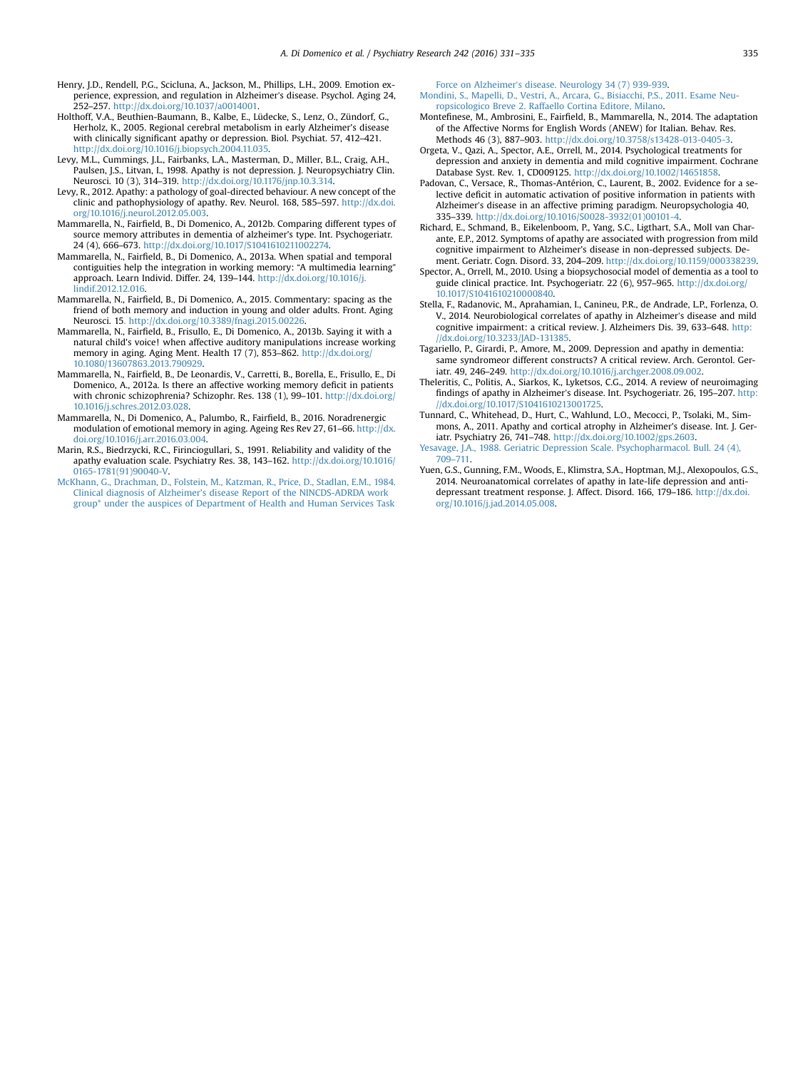Henry, J.D., Rendell, P.G., Scicluna, A., Jackson, M., Phillips, L.H., 2009. Emotion experience, expression, and regulation in Alzheimer's disease. Psychol. Aging 24, 252–257. http://dx.doi.org/10.1037/a0014001.

Holthoff, V.A., Beuthien-Baumann, B., Kalbe, E., Lüdecke, S., Lenz, O., Zündorf, G., Herholz, K., 2005. Regional cerebral metabolism in early Alzheimer's disease with clinically significant apathy or depression. Biol. Psychiat. 57, 412–421. http://dx.doi.org/10.1016/j.biopsych.2004.11.035.

Levy, M.L., Cummings, J.L., Fairbanks, L.A., Masterman, D., Miller, B.L., Craig, A.H., Paulsen, J.S., Litvan, I., 1998. Apathy is not depression. J. Neuropsychiatry Clin. Neurosci. 10 (3), 314–319. http://dx.doi.org/10.1176/jnp.10.3.314.

Levy, R., 2012. Apathy: a pathology of goal-directed behaviour. A new concept of the clinic and pathophysiology of apathy. Rev. Neurol. 168, 585–597. http://dx.doi.org/10.1016/j.neurol.2012.05.003.

Mammarella, N., Fairfield, B., Di Domenico, A., 2012b. Comparing different types of source memory attributes in dementia of alzheimer's type. Int. Psychogeriatr. 24 (4), 666–673. http://dx.doi.org/10.1017/S1041610211002274.

Mammarella, N., Fairfield, B., Di Domenico, A., 2013a. When spatial and temporal contiguities help the integration in working memory: "A multimedia learning" approach. Learn Individ. Differ. 24, 139–144. http://dx.doi.org/10.1016/j.lindif.2012.12.016.

Mammarella, N., Fairfield, B., Di Domenico, A., 2015. Commentary: spacing as the friend of both memory and induction in young and older adults. Front. Aging Neurosci. 15. http://dx.doi.org/10.3389/fnagi.2015.00226.

Mammarella, N., Fairfield, B., Frisullo, E., Di Domenico, A., 2013b. Saying it with a natural child's voice! when affective auditory manipulations increase working memory in aging. Aging Ment. Health 17 (7), 853–862. http://dx.doi.org/10.1080/13607863.2013.790929.

Mammarella, N., Fairfield, B., De Leonardis, V., Carretti, B., Borella, E., Frisullo, E., Di Domenico, A., 2012a. Is there an affective working memory deficit in patients with chronic schizophrenia? Schizophr. Res. 138 (1), 99–101. http://dx.doi.org/10.1016/j.schres.2012.03.028.

Mammarella, N., Di Domenico, A., Palumbo, R., Fairfield, B., 2016. Noradrenergic modulation of emotional memory in aging. Ageing Res Rev 27, 61–66. http://dx.doi.org/10.1016/j.arr.2016.03.004.

Marin, R.S., Biedrzycki, R.C., Firinciogullari, S., 1991. Reliability and validity of the apathy evaluation scale. Psychiatry Res. 38, 143–162. http://dx.doi.org/10.1016/0165-1781(91)90040-V.

McKhann, G., Drachman, D., Folstein, M., Katzman, R., Price, D., Stadlan, E.M., 1984. Clinical diagnosis of Alzheimer's disease Report of the NINCDS-ADRDA work group* under the auspices of Department of Health and Human Services Task Force on Alzheimer's disease. Neurology 34 (7) 939-939.

Mondini, S., Mapelli, D., Vestri, A., Arcara, G., Bisiacchi, P.S., 2011. Esame Neuropsicologico Breve 2. Raffaello Cortina Editore, Milano.

Montefinese, M., Ambrosini, E., Fairfield, B., Mammarella, N., 2014. The adaptation of the Affective Norms for English Words (ANEW) for Italian. Behav. Res. Methods 46 (3), 887–903. http://dx.doi.org/10.3758/s13428-013-0405-3.

Orgeta, V., Qazi, A., Spector, A.E., Orrell, M., 2014. Psychological treatments for depression and anxiety in dementia and mild cognitive impairment. Cochrane Database Syst. Rev. 1, CD009125. http://dx.doi.org/10.1002/14651858.

Padovan, C., Versace, R., Thomas-Antérion, C., Laurent, B., 2002. Evidence for a selective deficit in automatic activation of positive information in patients with Alzheimer's disease in an affective priming paradigm. Neuropsychologia 40, 335–339. http://dx.doi.org/10.1016/S0028-3932(01)00101-4.

Richard, E., Schmand, B., Eikelenboom, P., Yang, S.C., Ligthart, S.A., Moll van Charante, E.P., 2012. Symptoms of apathy are associated with progression from mild cognitive impairment to Alzheimer's disease in non-depressed subjects. Dement. Geriatr. Cogn. Disord. 33, 204–209. http://dx.doi.org/10.1159/000338239.

Spector, A., Orrell, M., 2010. Using a biopsychosocial model of dementia as a tool to guide clinical practice. Int. Psychogeriatr. 22 (6), 957–965. http://dx.doi.org/10.1017/S1041610210000840.

Stella, F., Radanovic, M., Aprahamian, I., Canineu, P.R., de Andrade, L.P., Forlenza, O. V., 2014. Neurobiological correlates of apathy in Alzheimer's disease and mild cognitive impairment: a critical review. J. Alzheimers Dis. 39, 633–648. http://dx.doi.org/10.3233/JAD-131385.

Tagariello, P., Girardi, P., Amore, M., 2009. Depression and apathy in dementia: same syndromeor different constructs? A critical review. Arch. Gerontol. Geriatr. 49, 246–249. http://dx.doi.org/10.1016/j.archger.2008.09.002.

Theleritis, C., Politis, A., Siarkos, K., Lyketsos, C.G., 2014. A review of neuroimaging findings of apathy in Alzheimer's disease. Int. Psychogeriatr. 26, 195–207. http://dx.doi.org/10.1017/S1041610213001725.

Tunnard, C., Whitehead, D., Hurt, C., Wahlund, L.O., Mecocci, P., Tsolaki, M., Simmons, A., 2011. Apathy and cortical atrophy in Alzheimer's disease. Int. J. Geriatr. Psychiatry 26, 741–748. http://dx.doi.org/10.1002/gps.2603.

Yesavage, J.A., 1988. Geriatric Depression Scale. Psychopharmacol. Bull. 24 (4), 709–711.

Yuen, G.S., Gunning, F.M., Woods, E., Klimstra, S.A., Hoptman, M.J., Alexopoulos, G.S., 2014. Neuroanatomical correlates of apathy in late-life depression and antidepressant treatment response. J. Affect. Disord. 166, 179–186. http://dx.doi.org/10.1016/j.jad.2014.05.008.